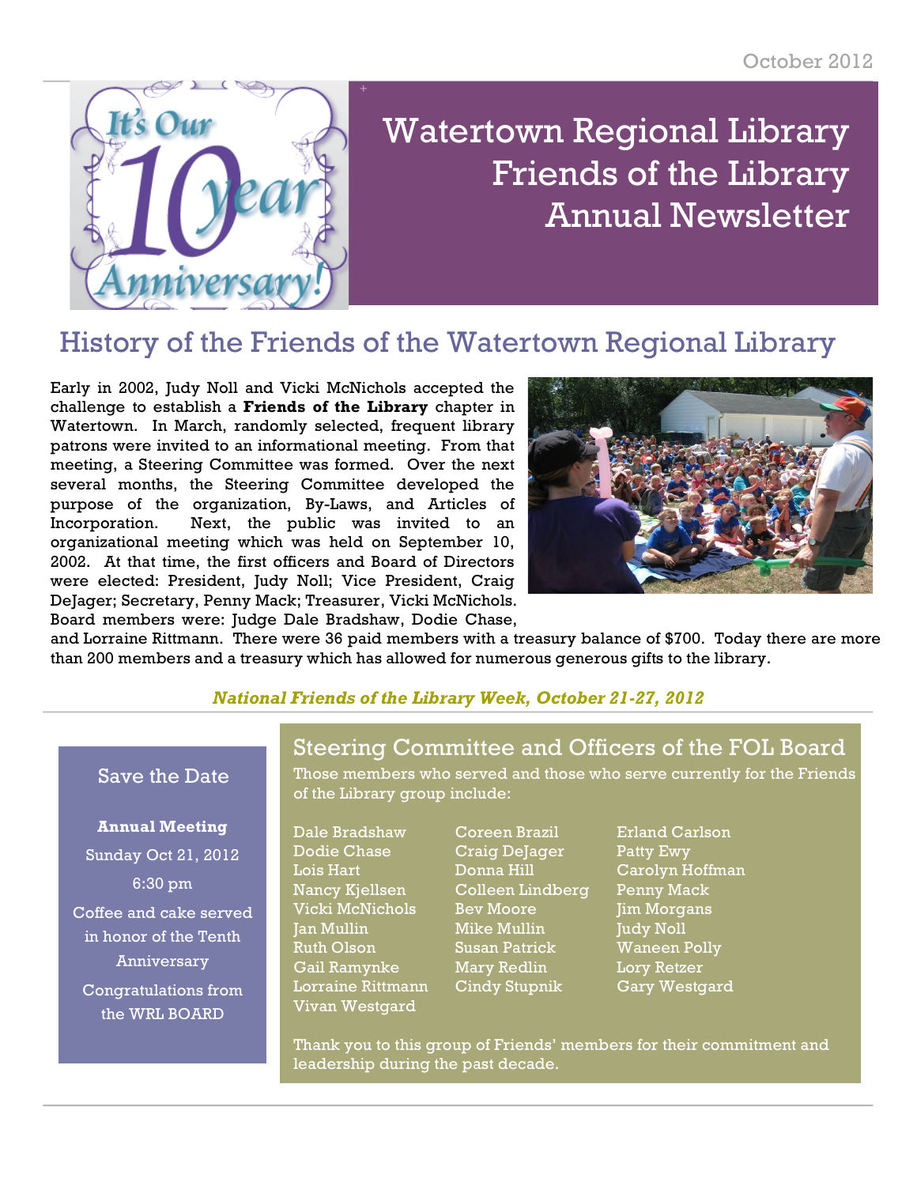October 2012

# Watertown Regional Library Friends of the Library Annual Newsletter

It's Our 10 year Anniversary!

## History of the Friends of the Watertown Regional Library

Early in 2002, Judy Noll and Vicki McNichols accepted the challenge to establish a **Friends of the Library** chapter in Watertown. In March, randomly selected, frequent library patrons were invited to an informational meeting. From that meeting, a Steering Committee was formed. Over the next several months, the Steering Committee developed the purpose of the organization, By-Laws, and Articles of Incorporation. Next, the public was invited to an organizational meeting which was held on September 10, 2002. At that time, the first officers and Board of Directors were elected: President, Judy Noll; Vice President, Craig DeJager; Secretary, Penny Mack; Treasurer, Vicki McNichols. Board members were: Judge Dale Bradshaw, Dodie Chase, and Lorraine Rittmann. There were 36 paid members with a treasury balance of $700. Today there are more than 200 members and a treasury which has allowed for numerous generous gifts to the library.

***National Friends of the Library Week, October 21-27, 2012***

### Save the Date

**Annual Meeting**

Sunday Oct 21, 2012

6:30 pm

Coffee and cake served in honor of the Tenth Anniversary

Congratulations from the WRL BOARD

### Steering Committee and Officers of the FOL Board

Those members who served and those who serve currently for the Friends of the Library group include:

Dale Bradshaw
Dodie Chase
Lois Hart
Nancy Kjellsen
Vicki McNichols
Jan Mullin
Ruth Olson
Gail Ramynke
Lorraine Rittmann
Vivan Westgard

Coreen Brazil
Craig DeJager
Donna Hill
Colleen Lindberg
Bev Moore
Mike Mullin
Susan Patrick
Mary Redlin
Cindy Stupnik

Erland Carlson
Patty Ewy
Carolyn Hoffman
Penny Mack
Jim Morgans
Judy Noll
Waneen Polly
Lory Retzer
Gary Westgard

Thank you to this group of Friends' members for their commitment and leadership during the past decade.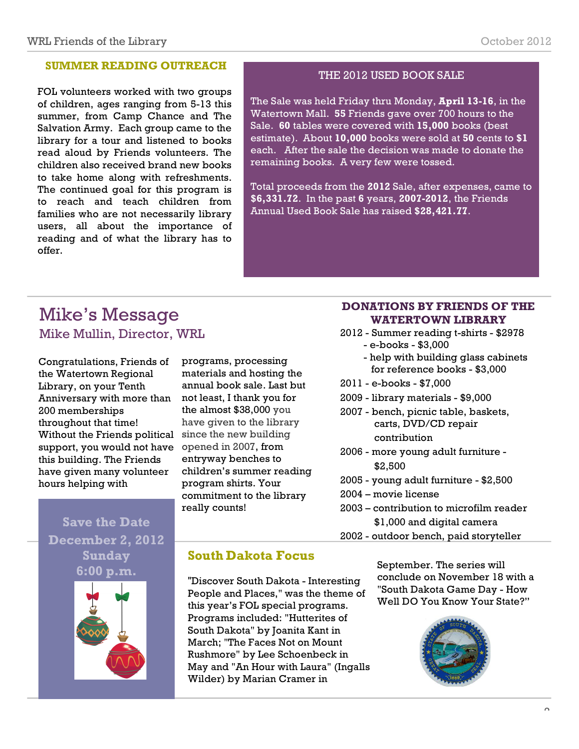## SUMMER READING OUTREACH

FOL volunteers worked with two groups of children, ages ranging from 5-13 this summer, from Camp Chance and The Salvation Army. Each group came to the library for a tour and listened to books read aloud by Friends volunteers. The children also received brand new books to take home along with refreshments. The continued goal for this program is to reach and teach children from families who are not necessarily library users, all about the importance of reading and of what the library has to offer.

## THE 2012 USED BOOK SALE

The Sale was held Friday thru Monday, **April 13-16**, in the Watertown Mall. **55** Friends gave over 700 hours to the Sale. **60** tables were covered with **15,000** books (best estimate). About **10,000** books were sold at **50** cents to **$1** each. After the sale the decision was made to donate the remaining books. A very few were tossed.

Total proceeds from the **2012** Sale, after expenses, came to **$6,331.72**. In the past **6** years, **2007-2012**, the Friends Annual Used Book Sale has raised **$28,421.77**.

# Mike's Message

### Mike Mullin, Director, WRL

Congratulations, Friends of the Watertown Regional Library, on your Tenth Anniversary with more than 200 memberships throughout that time! Without the Friends political support, you would not have this building. The Friends have given many volunteer hours helping with programs, processing materials and hosting the annual book sale. Last but not least, I thank you for the almost $38,000 you have given to the library since the new building opened in 2007, from entryway benches to children's summer reading program shirts. Your commitment to the library really counts!

## DONATIONS BY FRIENDS OF THE WATERTOWN LIBRARY

- 2012 - Summer reading t-shirts - $2978
  - e-books - $3,000
  - help with building glass cabinets for reference books - $3,000
- 2011 - e-books - $7,000
- 2009 - library materials - $9,000
- 2007 - bench, picnic table, baskets, carts, DVD/CD repair contribution
- 2006 - more young adult furniture - $2,500
- 2005 - young adult furniture - $2,500
- 2004 – movie license
- 2003 – contribution to microfilm reader $1,000 and digital camera
- 2002 - outdoor bench, paid storyteller

**Save the Date**
**December 2, 2012**
**Sunday**
**6:00 p.m.**

## South Dakota Focus

"Discover South Dakota - Interesting People and Places," was the theme of this year's FOL special programs. Programs included: "Hutterites of South Dakota" by Joanita Kant in March; "The Faces Not on Mount Rushmore" by Lee Schoenbeck in May and "An Hour with Laura" (Ingalls Wilder) by Marian Cramer in September. The series will conclude on November 18 with a "South Dakota Game Day - How Well DO You Know Your State?"